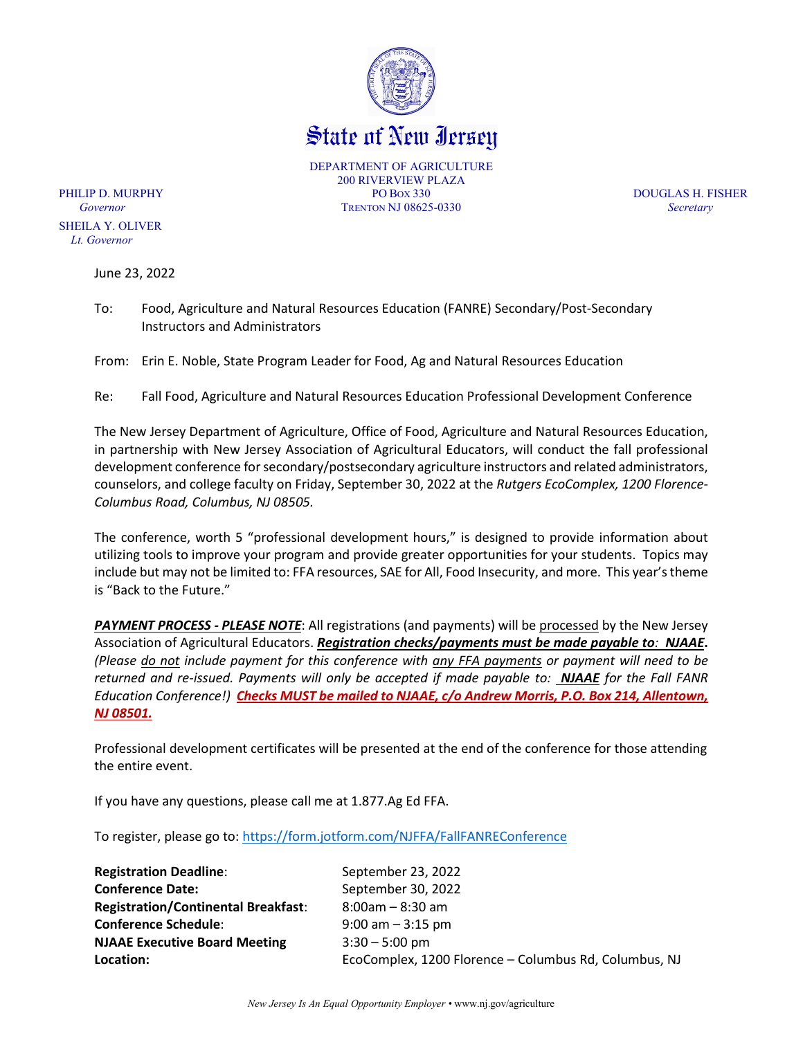# State of New Jersey

DEPARTMENT OF AGRICULTURE
200 RIVERVIEW PLAZA
PO BOX 330
TRENTON NJ 08625-0330

PHILIP D. MURPHY
*Governor*

SHEILA Y. OLIVER
*Lt. Governor*

DOUGLAS H. FISHER
*Secretary*

June 23, 2022

To: Food, Agriculture and Natural Resources Education (FANRE) Secondary/Post-Secondary Instructors and Administrators

From: Erin E. Noble, State Program Leader for Food, Ag and Natural Resources Education

Re: Fall Food, Agriculture and Natural Resources Education Professional Development Conference

The New Jersey Department of Agriculture, Office of Food, Agriculture and Natural Resources Education, in partnership with New Jersey Association of Agricultural Educators, will conduct the fall professional development conference for secondary/postsecondary agriculture instructors and related administrators, counselors, and college faculty on Friday, September 30, 2022 at the *Rutgers EcoComplex, 1200 Florence-Columbus Road, Columbus, NJ 08505.*

The conference, worth 5 "professional development hours," is designed to provide information about utilizing tools to improve your program and provide greater opportunities for your students. Topics may include but may not be limited to: FFA resources, SAE for All, Food Insecurity, and more. This year's theme is "Back to the Future."

***PAYMENT PROCESS - PLEASE NOTE***: All registrations (and payments) will be processed by the New Jersey Association of Agricultural Educators. ***Registration checks/payments must be made payable to: NJAAE.*** *(Please do not include payment for this conference with any FFA payments or payment will need to be returned and re-issued. Payments will only be accepted if made payable to:* ***NJAAE*** *for the Fall FANR Education Conference!)* ***Checks MUST be mailed to NJAAE, c/o Andrew Morris, P.O. Box 214, Allentown, NJ 08501.***

Professional development certificates will be presented at the end of the conference for those attending the entire event.

If you have any questions, please call me at 1.877.Ag Ed FFA.

To register, please go to: https://form.jotform.com/NJFFA/FallFANREConference

| | |
|---|---|
| **Registration Deadline**: | September 23, 2022 |
| **Conference Date:** | September 30, 2022 |
| **Registration/Continental Breakfast**: | 8:00am – 8:30 am |
| **Conference Schedule**: | 9:00 am – 3:15 pm |
| **NJAAE Executive Board Meeting** | 3:30 – 5:00 pm |
| **Location:** | EcoComplex, 1200 Florence – Columbus Rd, Columbus, NJ |

*New Jersey Is An Equal Opportunity Employer* • www.nj.gov/agriculture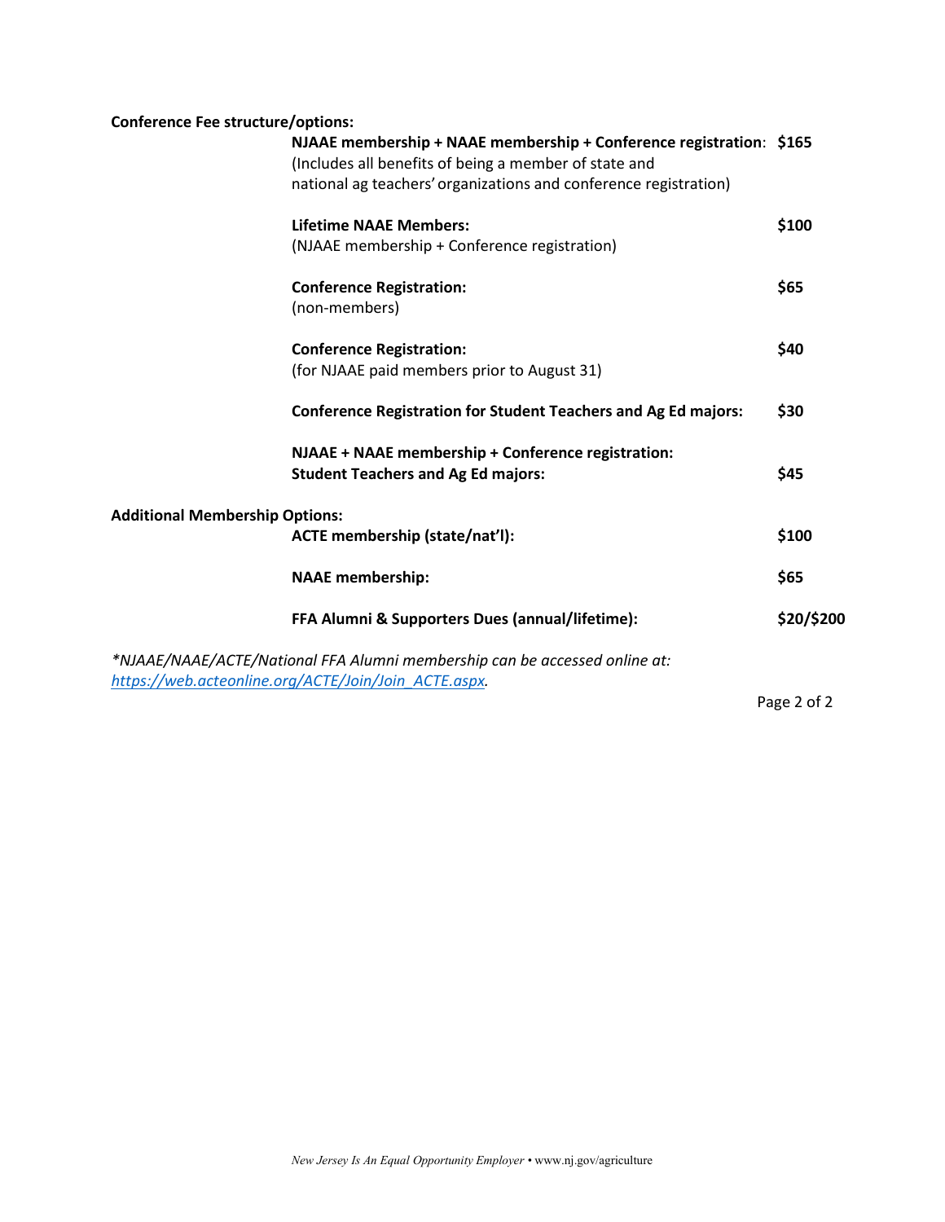**Conference Fee structure/options:**

| | |
|---|---|
| **NJAAE membership + NAAE membership + Conference registration**:<br>(Includes all benefits of being a member of state and national ag teachers' organizations and conference registration) | **$165** |
| **Lifetime NAAE Members:**<br>(NJAAE membership + Conference registration) | **$100** |
| **Conference Registration:**<br>(non-members) | **$65** |
| **Conference Registration:**<br>(for NJAAE paid members prior to August 31) | **$40** |
| **Conference Registration for Student Teachers and Ag Ed majors:** | **$30** |
| **NJAAE + NAAE membership + Conference registration:**<br>**Student Teachers and Ag Ed majors:** | **$45** |

**Additional Membership Options:**

| | |
|---|---|
| **ACTE membership (state/nat'l):** | **$100** |
| **NAAE membership:** | **$65** |
| **FFA Alumni & Supporters Dues (annual/lifetime):** | **$20/$200** |

*\*NJAAE/NAAE/ACTE/National FFA Alumni membership can be accessed online at: https://web.acteonline.org/ACTE/Join/Join_ACTE.aspx.*

*New Jersey Is An Equal Opportunity Employer* • www.nj.gov/agriculture